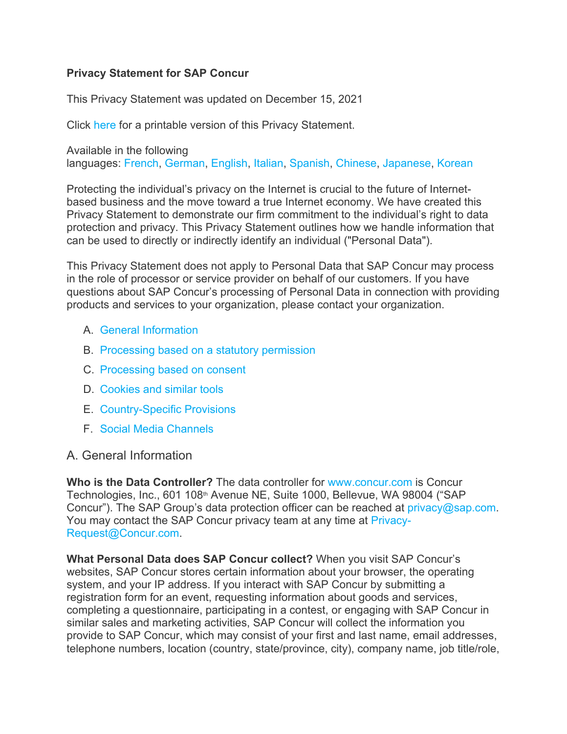**Privacy Statement for SAP Concur**

This Privacy Statement was updated on December 15, 2021

Click here for a printable version of this Privacy Statement.

Available in the following languages: French, German, English, Italian, Spanish, Chinese, Japanese, Korean

Protecting the individual's privacy on the Internet is crucial to the future of Internet-based business and the move toward a true Internet economy. We have created this Privacy Statement to demonstrate our firm commitment to the individual's right to data protection and privacy. This Privacy Statement outlines how we handle information that can be used to directly or indirectly identify an individual ("Personal Data").

This Privacy Statement does not apply to Personal Data that SAP Concur may process in the role of processor or service provider on behalf of our customers. If you have questions about SAP Concur's processing of Personal Data in connection with providing products and services to your organization, please contact your organization.

A. General Information
B. Processing based on a statutory permission
C. Processing based on consent
D. Cookies and similar tools
E. Country-Specific Provisions
F. Social Media Channels

## A. General Information

**Who is the Data Controller?** The data controller for www.concur.com is Concur Technologies, Inc., 601 108th Avenue NE, Suite 1000, Bellevue, WA 98004 ("SAP Concur"). The SAP Group's data protection officer can be reached at privacy@sap.com. You may contact the SAP Concur privacy team at any time at Privacy-Request@Concur.com.

**What Personal Data does SAP Concur collect?** When you visit SAP Concur's websites, SAP Concur stores certain information about your browser, the operating system, and your IP address. If you interact with SAP Concur by submitting a registration form for an event, requesting information about goods and services, completing a questionnaire, participating in a contest, or engaging with SAP Concur in similar sales and marketing activities, SAP Concur will collect the information you provide to SAP Concur, which may consist of your first and last name, email addresses, telephone numbers, location (country, state/province, city), company name, job title/role,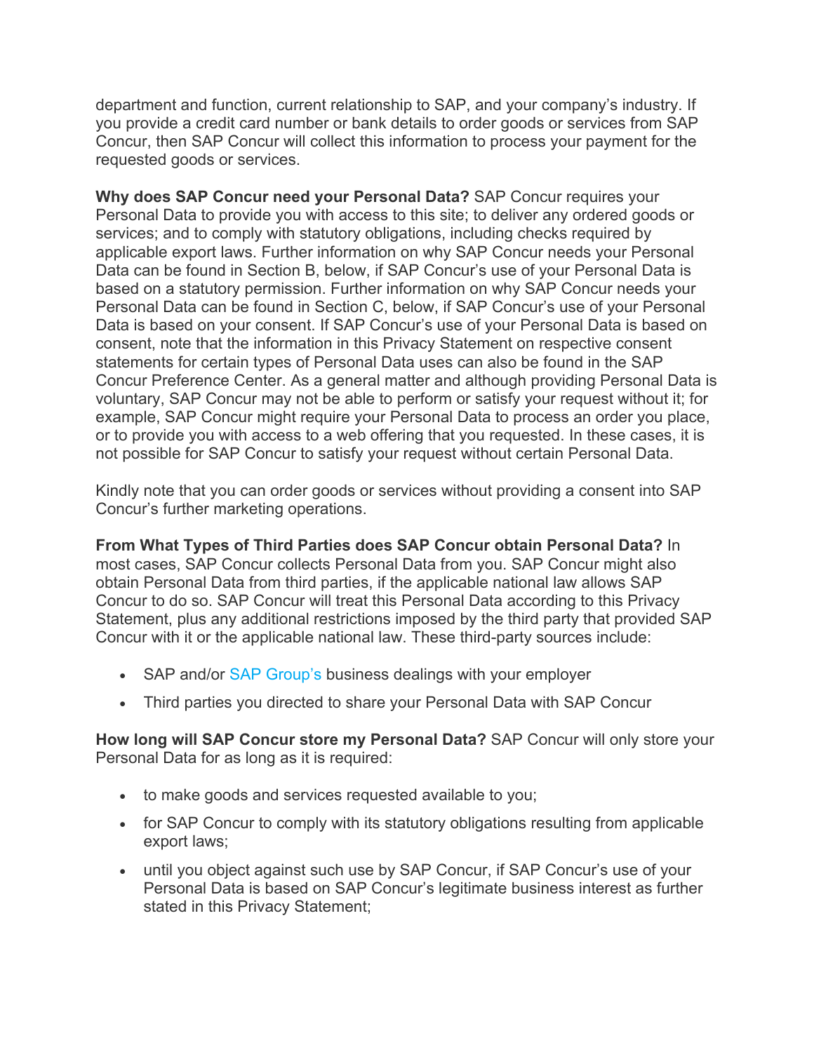department and function, current relationship to SAP, and your company's industry. If you provide a credit card number or bank details to order goods or services from SAP Concur, then SAP Concur will collect this information to process your payment for the requested goods or services.

**Why does SAP Concur need your Personal Data?** SAP Concur requires your Personal Data to provide you with access to this site; to deliver any ordered goods or services; and to comply with statutory obligations, including checks required by applicable export laws. Further information on why SAP Concur needs your Personal Data can be found in Section B, below, if SAP Concur's use of your Personal Data is based on a statutory permission. Further information on why SAP Concur needs your Personal Data can be found in Section C, below, if SAP Concur's use of your Personal Data is based on your consent. If SAP Concur's use of your Personal Data is based on consent, note that the information in this Privacy Statement on respective consent statements for certain types of Personal Data uses can also be found in the SAP Concur Preference Center. As a general matter and although providing Personal Data is voluntary, SAP Concur may not be able to perform or satisfy your request without it; for example, SAP Concur might require your Personal Data to process an order you place, or to provide you with access to a web offering that you requested. In these cases, it is not possible for SAP Concur to satisfy your request without certain Personal Data.

Kindly note that you can order goods or services without providing a consent into SAP Concur's further marketing operations.

**From What Types of Third Parties does SAP Concur obtain Personal Data?** In most cases, SAP Concur collects Personal Data from you. SAP Concur might also obtain Personal Data from third parties, if the applicable national law allows SAP Concur to do so. SAP Concur will treat this Personal Data according to this Privacy Statement, plus any additional restrictions imposed by the third party that provided SAP Concur with it or the applicable national law. These third-party sources include:

- SAP and/or SAP Group's business dealings with your employer
- Third parties you directed to share your Personal Data with SAP Concur

**How long will SAP Concur store my Personal Data?** SAP Concur will only store your Personal Data for as long as it is required:

- to make goods and services requested available to you;
- for SAP Concur to comply with its statutory obligations resulting from applicable export laws;
- until you object against such use by SAP Concur, if SAP Concur's use of your Personal Data is based on SAP Concur's legitimate business interest as further stated in this Privacy Statement;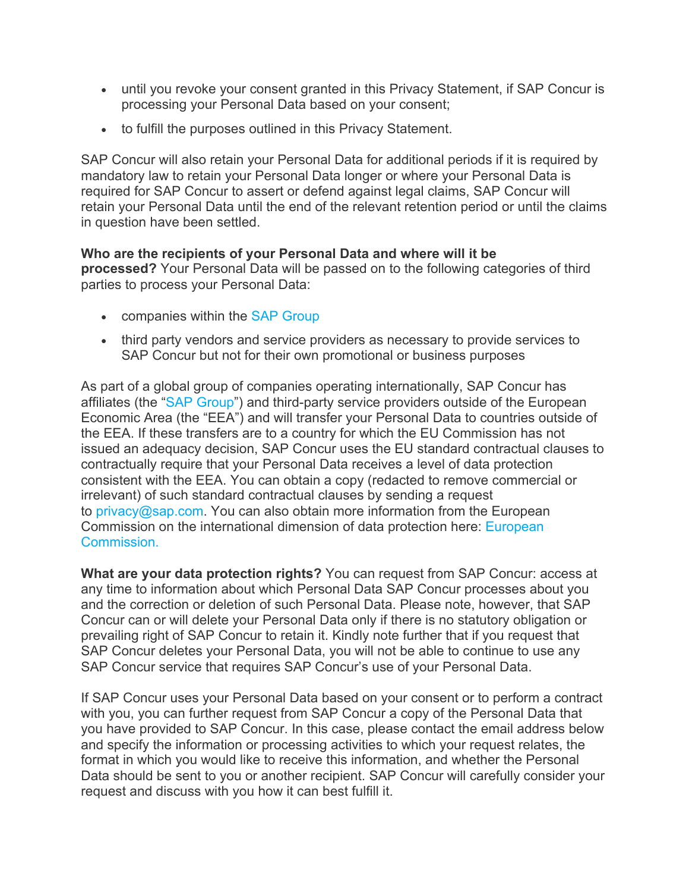- until you revoke your consent granted in this Privacy Statement, if SAP Concur is processing your Personal Data based on your consent;
- to fulfill the purposes outlined in this Privacy Statement.

SAP Concur will also retain your Personal Data for additional periods if it is required by mandatory law to retain your Personal Data longer or where your Personal Data is required for SAP Concur to assert or defend against legal claims, SAP Concur will retain your Personal Data until the end of the relevant retention period or until the claims in question have been settled.

**Who are the recipients of your Personal Data and where will it be processed?** Your Personal Data will be passed on to the following categories of third parties to process your Personal Data:

- companies within the SAP Group
- third party vendors and service providers as necessary to provide services to SAP Concur but not for their own promotional or business purposes

As part of a global group of companies operating internationally, SAP Concur has affiliates (the "SAP Group") and third-party service providers outside of the European Economic Area (the "EEA") and will transfer your Personal Data to countries outside of the EEA. If these transfers are to a country for which the EU Commission has not issued an adequacy decision, SAP Concur uses the EU standard contractual clauses to contractually require that your Personal Data receives a level of data protection consistent with the EEA. You can obtain a copy (redacted to remove commercial or irrelevant) of such standard contractual clauses by sending a request to privacy@sap.com. You can also obtain more information from the European Commission on the international dimension of data protection here: European Commission.

**What are your data protection rights?** You can request from SAP Concur: access at any time to information about which Personal Data SAP Concur processes about you and the correction or deletion of such Personal Data. Please note, however, that SAP Concur can or will delete your Personal Data only if there is no statutory obligation or prevailing right of SAP Concur to retain it. Kindly note further that if you request that SAP Concur deletes your Personal Data, you will not be able to continue to use any SAP Concur service that requires SAP Concur's use of your Personal Data.

If SAP Concur uses your Personal Data based on your consent or to perform a contract with you, you can further request from SAP Concur a copy of the Personal Data that you have provided to SAP Concur. In this case, please contact the email address below and specify the information or processing activities to which your request relates, the format in which you would like to receive this information, and whether the Personal Data should be sent to you or another recipient. SAP Concur will carefully consider your request and discuss with you how it can best fulfill it.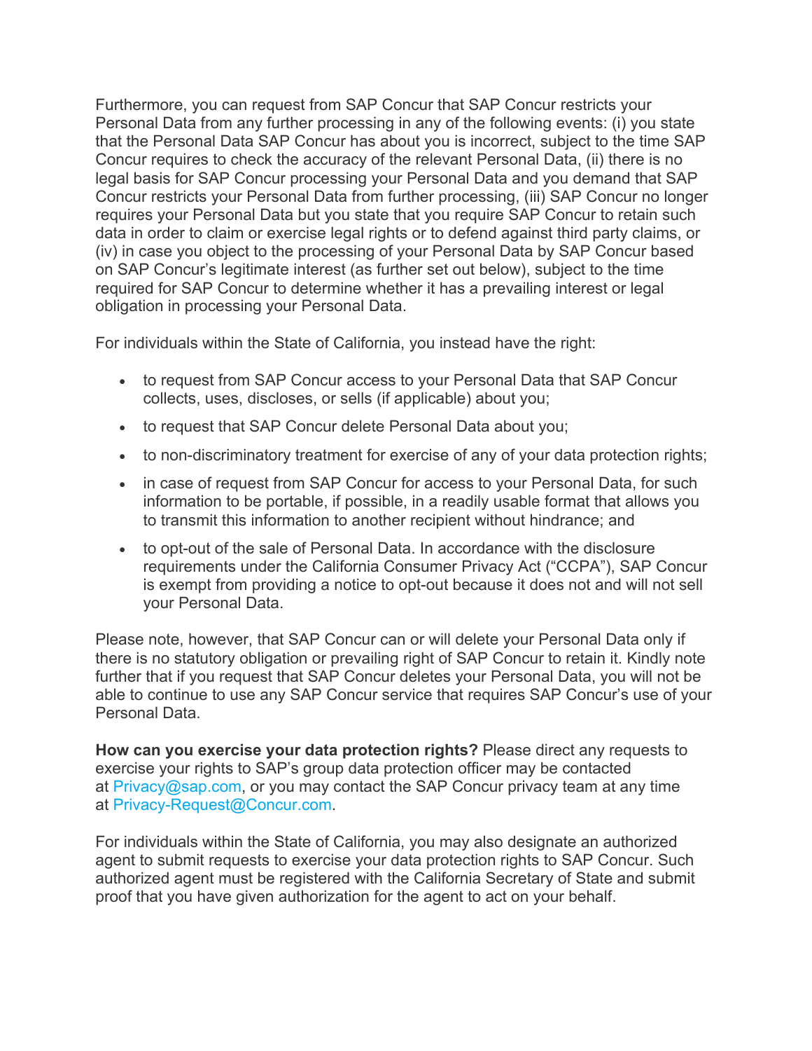Furthermore, you can request from SAP Concur that SAP Concur restricts your Personal Data from any further processing in any of the following events: (i) you state that the Personal Data SAP Concur has about you is incorrect, subject to the time SAP Concur requires to check the accuracy of the relevant Personal Data, (ii) there is no legal basis for SAP Concur processing your Personal Data and you demand that SAP Concur restricts your Personal Data from further processing, (iii) SAP Concur no longer requires your Personal Data but you state that you require SAP Concur to retain such data in order to claim or exercise legal rights or to defend against third party claims, or (iv) in case you object to the processing of your Personal Data by SAP Concur based on SAP Concur's legitimate interest (as further set out below), subject to the time required for SAP Concur to determine whether it has a prevailing interest or legal obligation in processing your Personal Data.

For individuals within the State of California, you instead have the right:

- to request from SAP Concur access to your Personal Data that SAP Concur collects, uses, discloses, or sells (if applicable) about you;
- to request that SAP Concur delete Personal Data about you;
- to non-discriminatory treatment for exercise of any of your data protection rights;
- in case of request from SAP Concur for access to your Personal Data, for such information to be portable, if possible, in a readily usable format that allows you to transmit this information to another recipient without hindrance; and
- to opt-out of the sale of Personal Data. In accordance with the disclosure requirements under the California Consumer Privacy Act ("CCPA"), SAP Concur is exempt from providing a notice to opt-out because it does not and will not sell your Personal Data.

Please note, however, that SAP Concur can or will delete your Personal Data only if there is no statutory obligation or prevailing right of SAP Concur to retain it. Kindly note further that if you request that SAP Concur deletes your Personal Data, you will not be able to continue to use any SAP Concur service that requires SAP Concur's use of your Personal Data.

**How can you exercise your data protection rights?** Please direct any requests to exercise your rights to SAP's group data protection officer may be contacted at Privacy@sap.com, or you may contact the SAP Concur privacy team at any time at Privacy-Request@Concur.com.

For individuals within the State of California, you may also designate an authorized agent to submit requests to exercise your data protection rights to SAP Concur. Such authorized agent must be registered with the California Secretary of State and submit proof that you have given authorization for the agent to act on your behalf.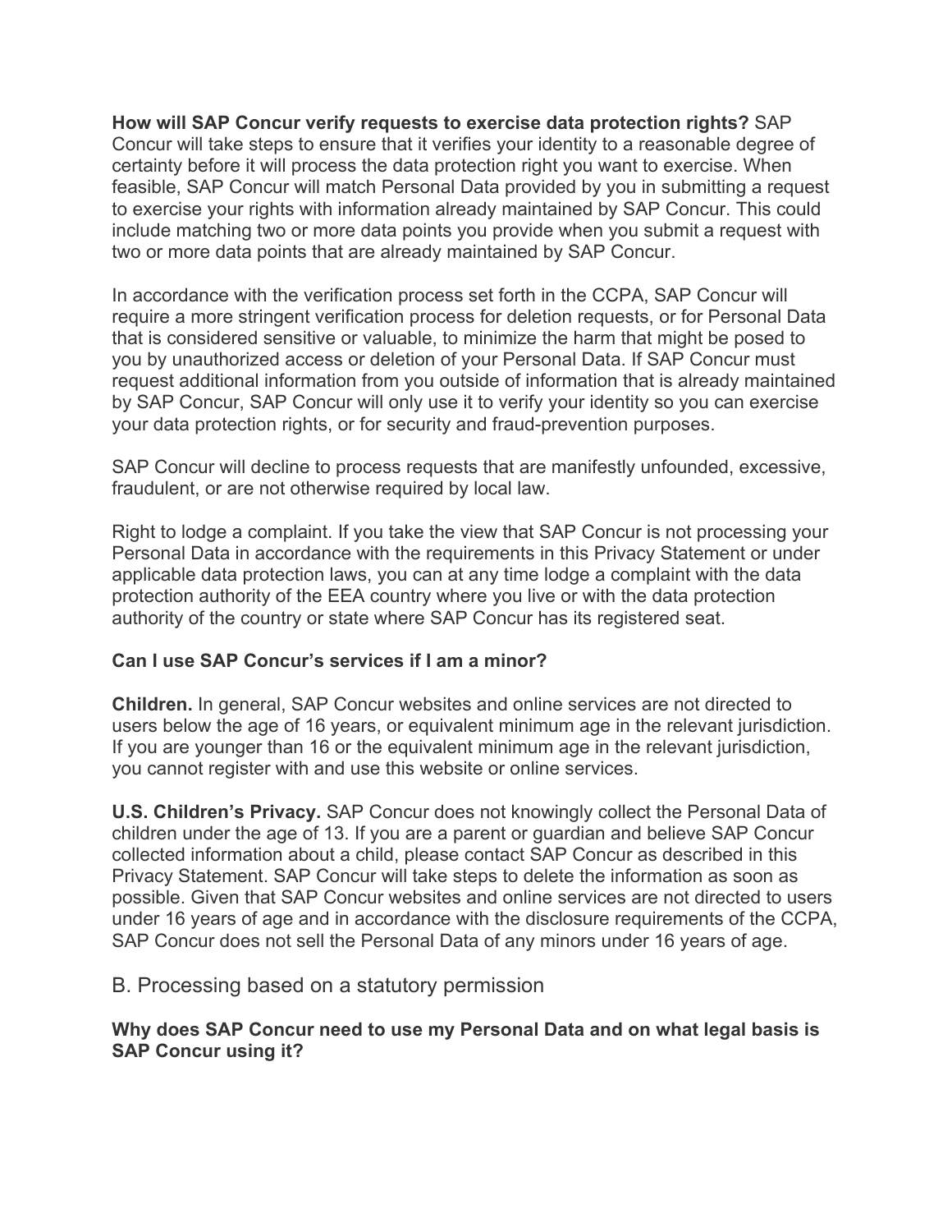**How will SAP Concur verify requests to exercise data protection rights?** SAP Concur will take steps to ensure that it verifies your identity to a reasonable degree of certainty before it will process the data protection right you want to exercise. When feasible, SAP Concur will match Personal Data provided by you in submitting a request to exercise your rights with information already maintained by SAP Concur. This could include matching two or more data points you provide when you submit a request with two or more data points that are already maintained by SAP Concur.

In accordance with the verification process set forth in the CCPA, SAP Concur will require a more stringent verification process for deletion requests, or for Personal Data that is considered sensitive or valuable, to minimize the harm that might be posed to you by unauthorized access or deletion of your Personal Data. If SAP Concur must request additional information from you outside of information that is already maintained by SAP Concur, SAP Concur will only use it to verify your identity so you can exercise your data protection rights, or for security and fraud-prevention purposes.

SAP Concur will decline to process requests that are manifestly unfounded, excessive, fraudulent, or are not otherwise required by local law.

Right to lodge a complaint. If you take the view that SAP Concur is not processing your Personal Data in accordance with the requirements in this Privacy Statement or under applicable data protection laws, you can at any time lodge a complaint with the data protection authority of the EEA country where you live or with the data protection authority of the country or state where SAP Concur has its registered seat.

**Can I use SAP Concur's services if I am a minor?**

**Children.** In general, SAP Concur websites and online services are not directed to users below the age of 16 years, or equivalent minimum age in the relevant jurisdiction. If you are younger than 16 or the equivalent minimum age in the relevant jurisdiction, you cannot register with and use this website or online services.

**U.S. Children's Privacy.** SAP Concur does not knowingly collect the Personal Data of children under the age of 13. If you are a parent or guardian and believe SAP Concur collected information about a child, please contact SAP Concur as described in this Privacy Statement. SAP Concur will take steps to delete the information as soon as possible. Given that SAP Concur websites and online services are not directed to users under 16 years of age and in accordance with the disclosure requirements of the CCPA, SAP Concur does not sell the Personal Data of any minors under 16 years of age.

## B. Processing based on a statutory permission

**Why does SAP Concur need to use my Personal Data and on what legal basis is SAP Concur using it?**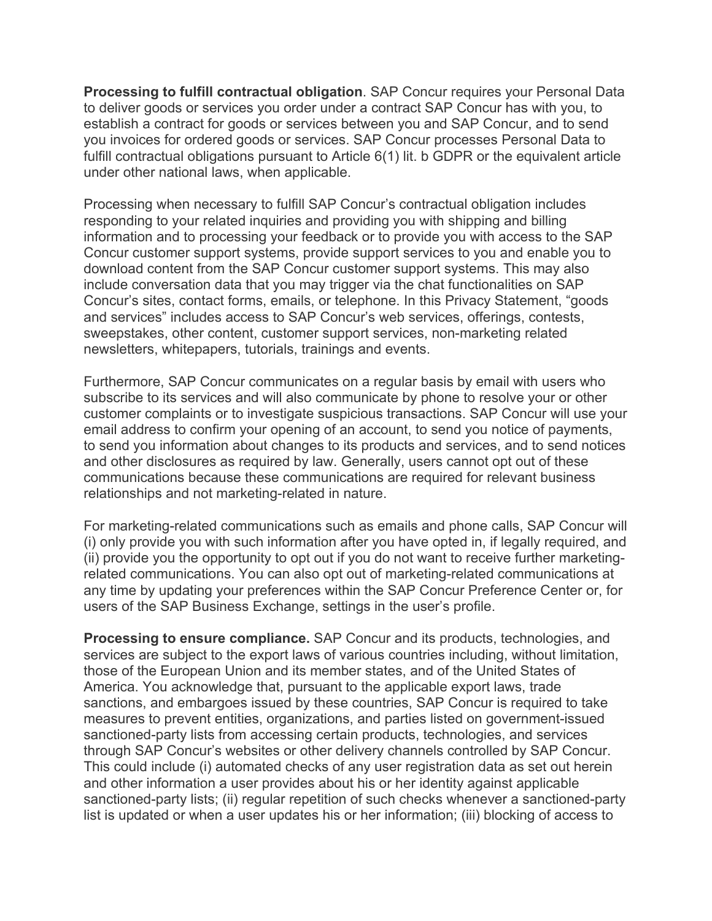**Processing to fulfill contractual obligation**. SAP Concur requires your Personal Data to deliver goods or services you order under a contract SAP Concur has with you, to establish a contract for goods or services between you and SAP Concur, and to send you invoices for ordered goods or services. SAP Concur processes Personal Data to fulfill contractual obligations pursuant to Article 6(1) lit. b GDPR or the equivalent article under other national laws, when applicable.

Processing when necessary to fulfill SAP Concur's contractual obligation includes responding to your related inquiries and providing you with shipping and billing information and to processing your feedback or to provide you with access to the SAP Concur customer support systems, provide support services to you and enable you to download content from the SAP Concur customer support systems. This may also include conversation data that you may trigger via the chat functionalities on SAP Concur's sites, contact forms, emails, or telephone. In this Privacy Statement, "goods and services" includes access to SAP Concur's web services, offerings, contests, sweepstakes, other content, customer support services, non-marketing related newsletters, whitepapers, tutorials, trainings and events.

Furthermore, SAP Concur communicates on a regular basis by email with users who subscribe to its services and will also communicate by phone to resolve your or other customer complaints or to investigate suspicious transactions. SAP Concur will use your email address to confirm your opening of an account, to send you notice of payments, to send you information about changes to its products and services, and to send notices and other disclosures as required by law. Generally, users cannot opt out of these communications because these communications are required for relevant business relationships and not marketing-related in nature.

For marketing-related communications such as emails and phone calls, SAP Concur will (i) only provide you with such information after you have opted in, if legally required, and (ii) provide you the opportunity to opt out if you do not want to receive further marketing-related communications. You can also opt out of marketing-related communications at any time by updating your preferences within the SAP Concur Preference Center or, for users of the SAP Business Exchange, settings in the user's profile.

**Processing to ensure compliance.** SAP Concur and its products, technologies, and services are subject to the export laws of various countries including, without limitation, those of the European Union and its member states, and of the United States of America. You acknowledge that, pursuant to the applicable export laws, trade sanctions, and embargoes issued by these countries, SAP Concur is required to take measures to prevent entities, organizations, and parties listed on government-issued sanctioned-party lists from accessing certain products, technologies, and services through SAP Concur's websites or other delivery channels controlled by SAP Concur. This could include (i) automated checks of any user registration data as set out herein and other information a user provides about his or her identity against applicable sanctioned-party lists; (ii) regular repetition of such checks whenever a sanctioned-party list is updated or when a user updates his or her information; (iii) blocking of access to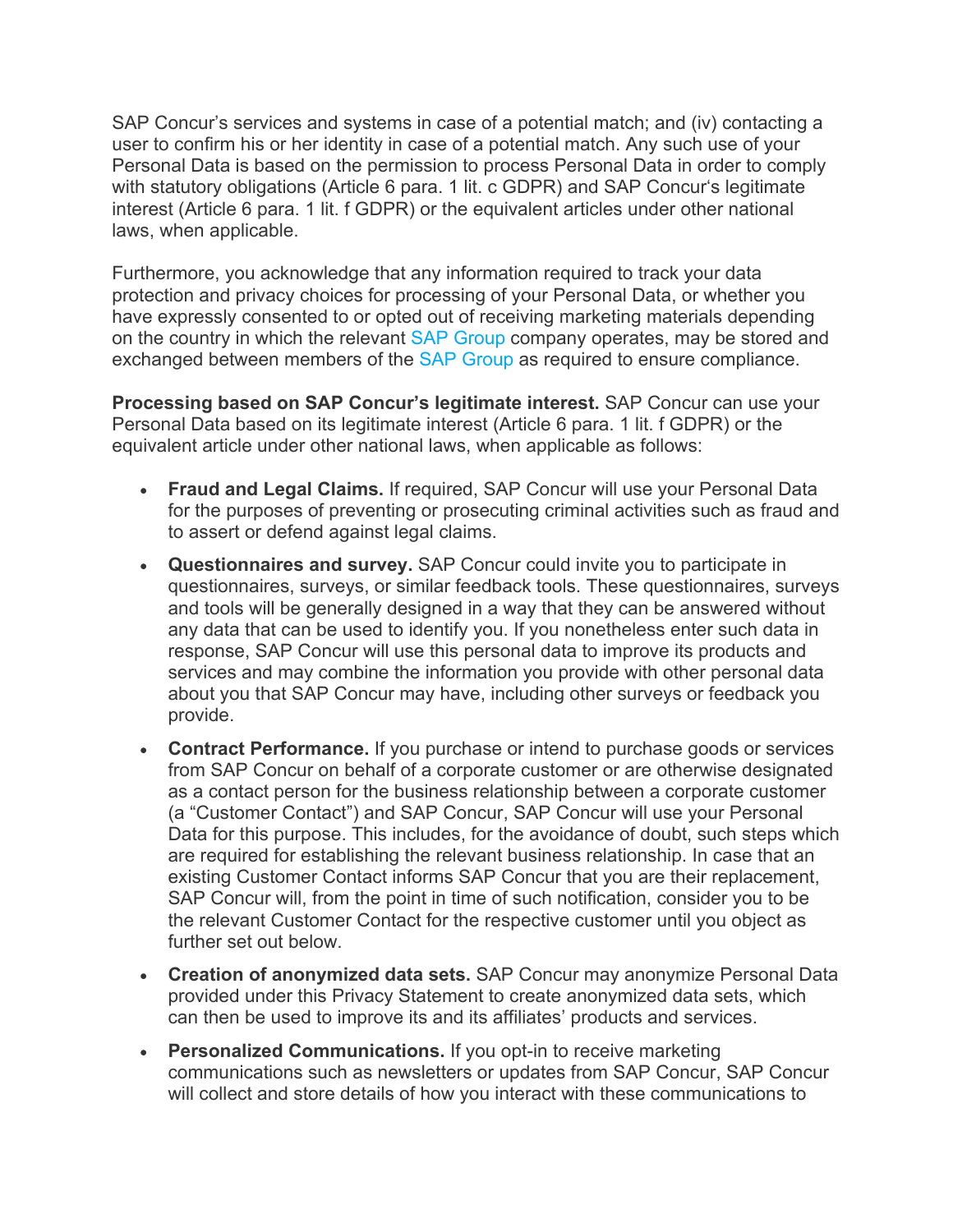SAP Concur's services and systems in case of a potential match; and (iv) contacting a user to confirm his or her identity in case of a potential match. Any such use of your Personal Data is based on the permission to process Personal Data in order to comply with statutory obligations (Article 6 para. 1 lit. c GDPR) and SAP Concur's legitimate interest (Article 6 para. 1 lit. f GDPR) or the equivalent articles under other national laws, when applicable.

Furthermore, you acknowledge that any information required to track your data protection and privacy choices for processing of your Personal Data, or whether you have expressly consented to or opted out of receiving marketing materials depending on the country in which the relevant SAP Group company operates, may be stored and exchanged between members of the SAP Group as required to ensure compliance.

**Processing based on SAP Concur's legitimate interest.** SAP Concur can use your Personal Data based on its legitimate interest (Article 6 para. 1 lit. f GDPR) or the equivalent article under other national laws, when applicable as follows:

- **Fraud and Legal Claims.** If required, SAP Concur will use your Personal Data for the purposes of preventing or prosecuting criminal activities such as fraud and to assert or defend against legal claims.
- **Questionnaires and survey.** SAP Concur could invite you to participate in questionnaires, surveys, or similar feedback tools. These questionnaires, surveys and tools will be generally designed in a way that they can be answered without any data that can be used to identify you. If you nonetheless enter such data in response, SAP Concur will use this personal data to improve its products and services and may combine the information you provide with other personal data about you that SAP Concur may have, including other surveys or feedback you provide.
- **Contract Performance.** If you purchase or intend to purchase goods or services from SAP Concur on behalf of a corporate customer or are otherwise designated as a contact person for the business relationship between a corporate customer (a "Customer Contact") and SAP Concur, SAP Concur will use your Personal Data for this purpose. This includes, for the avoidance of doubt, such steps which are required for establishing the relevant business relationship. In case that an existing Customer Contact informs SAP Concur that you are their replacement, SAP Concur will, from the point in time of such notification, consider you to be the relevant Customer Contact for the respective customer until you object as further set out below.
- **Creation of anonymized data sets.** SAP Concur may anonymize Personal Data provided under this Privacy Statement to create anonymized data sets, which can then be used to improve its and its affiliates' products and services.
- **Personalized Communications.** If you opt-in to receive marketing communications such as newsletters or updates from SAP Concur, SAP Concur will collect and store details of how you interact with these communications to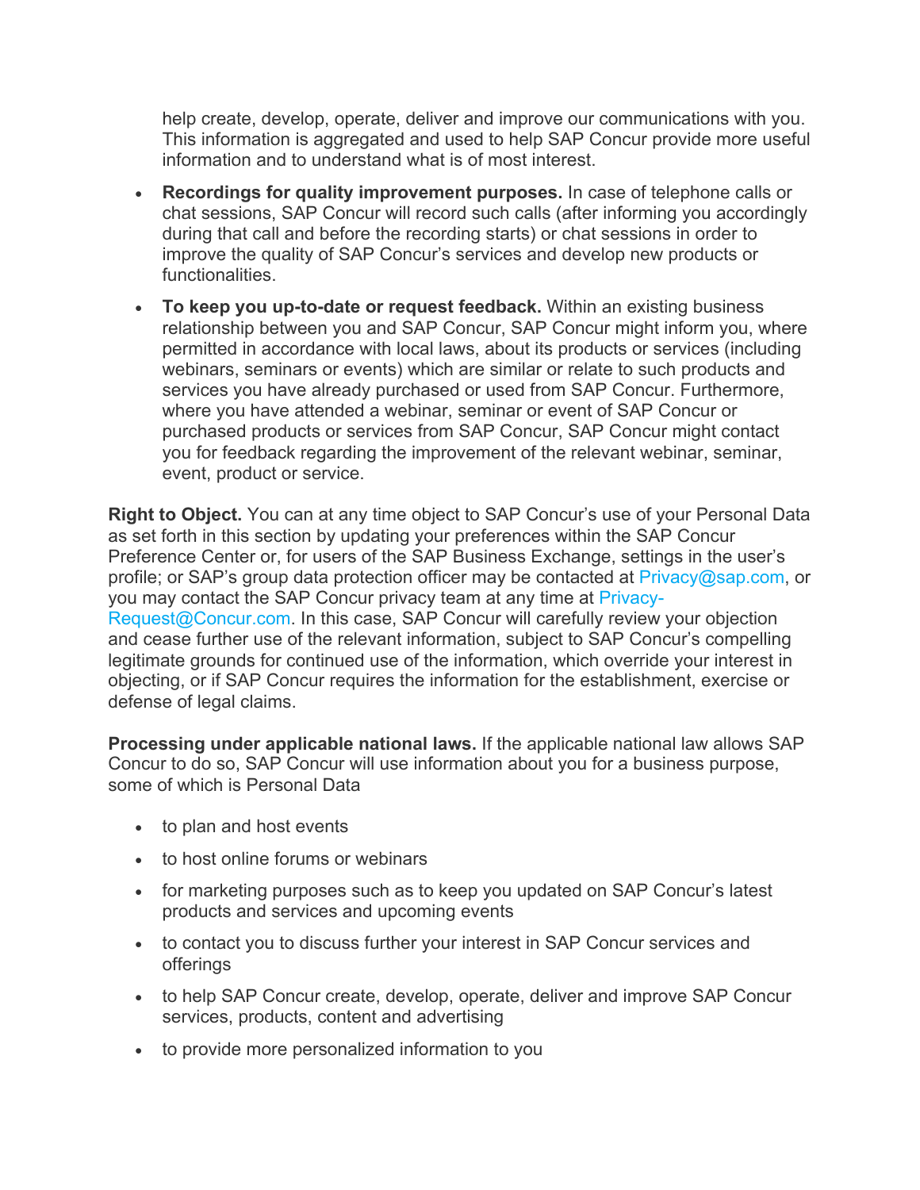help create, develop, operate, deliver and improve our communications with you. This information is aggregated and used to help SAP Concur provide more useful information and to understand what is of most interest.

- **Recordings for quality improvement purposes.** In case of telephone calls or chat sessions, SAP Concur will record such calls (after informing you accordingly during that call and before the recording starts) or chat sessions in order to improve the quality of SAP Concur's services and develop new products or functionalities.
- **To keep you up-to-date or request feedback.** Within an existing business relationship between you and SAP Concur, SAP Concur might inform you, where permitted in accordance with local laws, about its products or services (including webinars, seminars or events) which are similar or relate to such products and services you have already purchased or used from SAP Concur. Furthermore, where you have attended a webinar, seminar or event of SAP Concur or purchased products or services from SAP Concur, SAP Concur might contact you for feedback regarding the improvement of the relevant webinar, seminar, event, product or service.

**Right to Object.** You can at any time object to SAP Concur's use of your Personal Data as set forth in this section by updating your preferences within the SAP Concur Preference Center or, for users of the SAP Business Exchange, settings in the user's profile; or SAP's group data protection officer may be contacted at Privacy@sap.com, or you may contact the SAP Concur privacy team at any time at Privacy-Request@Concur.com. In this case, SAP Concur will carefully review your objection and cease further use of the relevant information, subject to SAP Concur's compelling legitimate grounds for continued use of the information, which override your interest in objecting, or if SAP Concur requires the information for the establishment, exercise or defense of legal claims.

**Processing under applicable national laws.** If the applicable national law allows SAP Concur to do so, SAP Concur will use information about you for a business purpose, some of which is Personal Data

- to plan and host events
- to host online forums or webinars
- for marketing purposes such as to keep you updated on SAP Concur's latest products and services and upcoming events
- to contact you to discuss further your interest in SAP Concur services and offerings
- to help SAP Concur create, develop, operate, deliver and improve SAP Concur services, products, content and advertising
- to provide more personalized information to you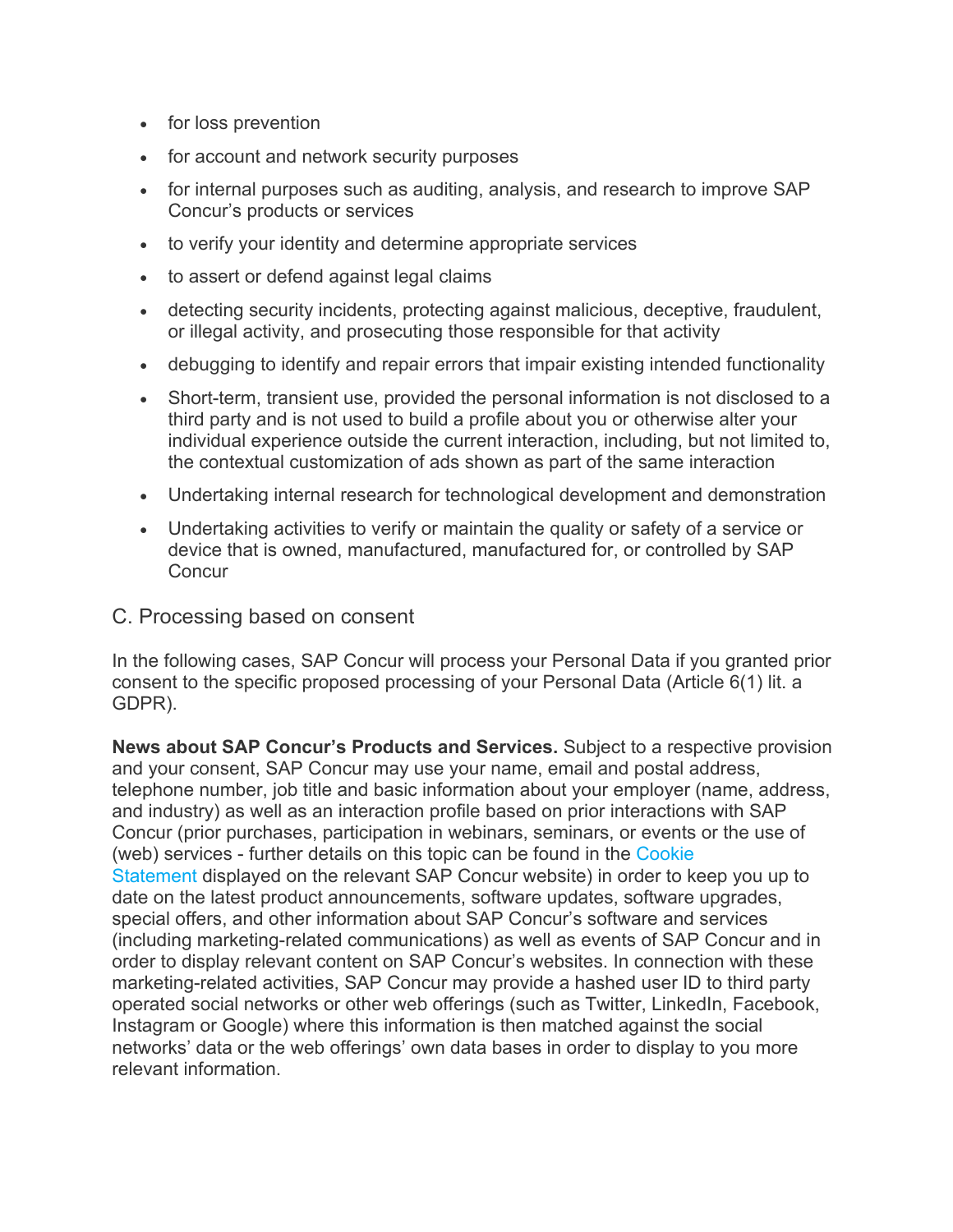- for loss prevention
- for account and network security purposes
- for internal purposes such as auditing, analysis, and research to improve SAP Concur's products or services
- to verify your identity and determine appropriate services
- to assert or defend against legal claims
- detecting security incidents, protecting against malicious, deceptive, fraudulent, or illegal activity, and prosecuting those responsible for that activity
- debugging to identify and repair errors that impair existing intended functionality
- Short-term, transient use, provided the personal information is not disclosed to a third party and is not used to build a profile about you or otherwise alter your individual experience outside the current interaction, including, but not limited to, the contextual customization of ads shown as part of the same interaction
- Undertaking internal research for technological development and demonstration
- Undertaking activities to verify or maintain the quality or safety of a service or device that is owned, manufactured, manufactured for, or controlled by SAP Concur

## C. Processing based on consent

In the following cases, SAP Concur will process your Personal Data if you granted prior consent to the specific proposed processing of your Personal Data (Article 6(1) lit. a GDPR).

**News about SAP Concur's Products and Services.** Subject to a respective provision and your consent, SAP Concur may use your name, email and postal address, telephone number, job title and basic information about your employer (name, address, and industry) as well as an interaction profile based on prior interactions with SAP Concur (prior purchases, participation in webinars, seminars, or events or the use of (web) services - further details on this topic can be found in the Cookie Statement displayed on the relevant SAP Concur website) in order to keep you up to date on the latest product announcements, software updates, software upgrades, special offers, and other information about SAP Concur's software and services (including marketing-related communications) as well as events of SAP Concur and in order to display relevant content on SAP Concur's websites. In connection with these marketing-related activities, SAP Concur may provide a hashed user ID to third party operated social networks or other web offerings (such as Twitter, LinkedIn, Facebook, Instagram or Google) where this information is then matched against the social networks' data or the web offerings' own data bases in order to display to you more relevant information.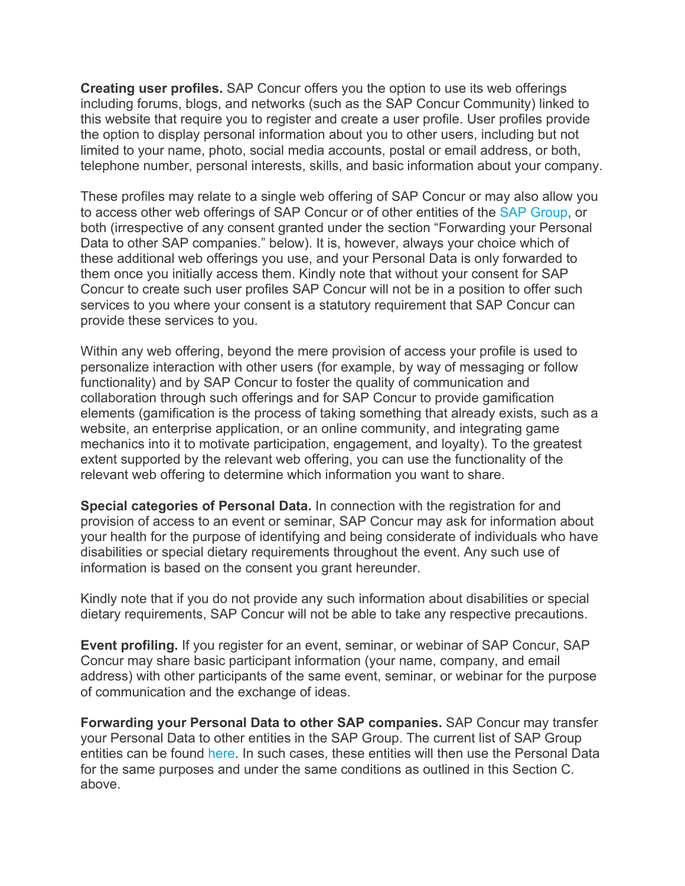**Creating user profiles.** SAP Concur offers you the option to use its web offerings including forums, blogs, and networks (such as the SAP Concur Community) linked to this website that require you to register and create a user profile. User profiles provide the option to display personal information about you to other users, including but not limited to your name, photo, social media accounts, postal or email address, or both, telephone number, personal interests, skills, and basic information about your company.

These profiles may relate to a single web offering of SAP Concur or may also allow you to access other web offerings of SAP Concur or of other entities of the SAP Group, or both (irrespective of any consent granted under the section "Forwarding your Personal Data to other SAP companies." below). It is, however, always your choice which of these additional web offerings you use, and your Personal Data is only forwarded to them once you initially access them. Kindly note that without your consent for SAP Concur to create such user profiles SAP Concur will not be in a position to offer such services to you where your consent is a statutory requirement that SAP Concur can provide these services to you.

Within any web offering, beyond the mere provision of access your profile is used to personalize interaction with other users (for example, by way of messaging or follow functionality) and by SAP Concur to foster the quality of communication and collaboration through such offerings and for SAP Concur to provide gamification elements (gamification is the process of taking something that already exists, such as a website, an enterprise application, or an online community, and integrating game mechanics into it to motivate participation, engagement, and loyalty). To the greatest extent supported by the relevant web offering, you can use the functionality of the relevant web offering to determine which information you want to share.

**Special categories of Personal Data.** In connection with the registration for and provision of access to an event or seminar, SAP Concur may ask for information about your health for the purpose of identifying and being considerate of individuals who have disabilities or special dietary requirements throughout the event. Any such use of information is based on the consent you grant hereunder.

Kindly note that if you do not provide any such information about disabilities or special dietary requirements, SAP Concur will not be able to take any respective precautions.

**Event profiling.** If you register for an event, seminar, or webinar of SAP Concur, SAP Concur may share basic participant information (your name, company, and email address) with other participants of the same event, seminar, or webinar for the purpose of communication and the exchange of ideas.

**Forwarding your Personal Data to other SAP companies.** SAP Concur may transfer your Personal Data to other entities in the SAP Group. The current list of SAP Group entities can be found here. In such cases, these entities will then use the Personal Data for the same purposes and under the same conditions as outlined in this Section C. above.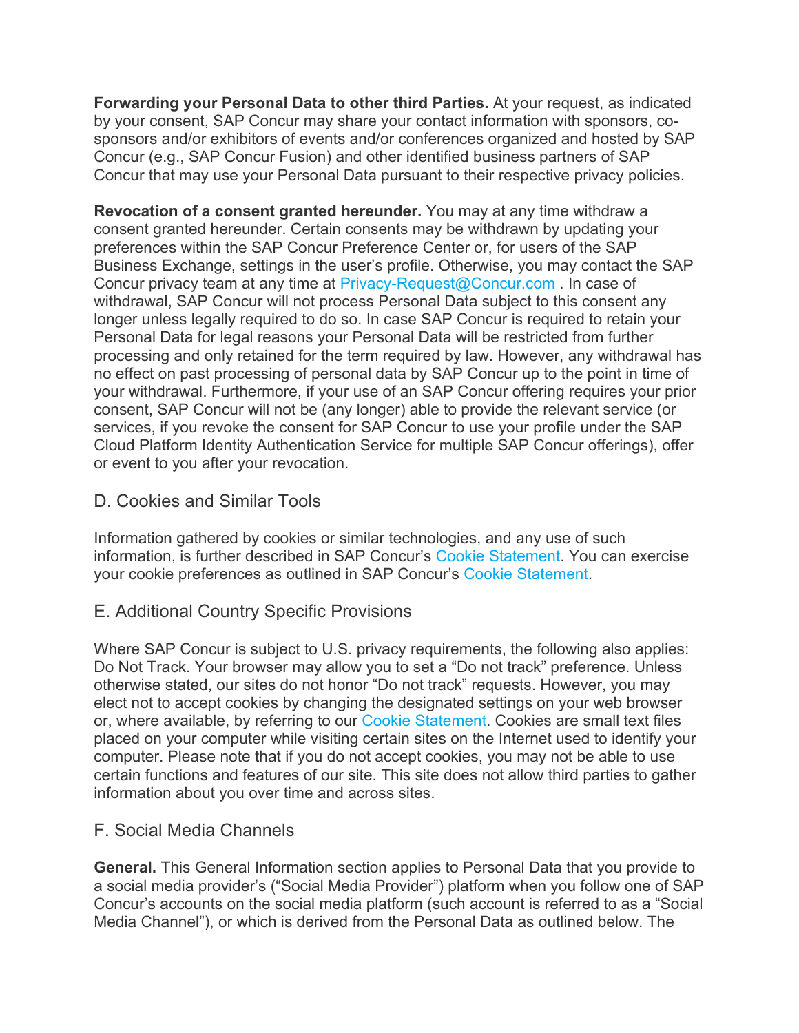**Forwarding your Personal Data to other third Parties.** At your request, as indicated by your consent, SAP Concur may share your contact information with sponsors, co-sponsors and/or exhibitors of events and/or conferences organized and hosted by SAP Concur (e.g., SAP Concur Fusion) and other identified business partners of SAP Concur that may use your Personal Data pursuant to their respective privacy policies.

**Revocation of a consent granted hereunder.** You may at any time withdraw a consent granted hereunder. Certain consents may be withdrawn by updating your preferences within the SAP Concur Preference Center or, for users of the SAP Business Exchange, settings in the user's profile. Otherwise, you may contact the SAP Concur privacy team at any time at Privacy-Request@Concur.com . In case of withdrawal, SAP Concur will not process Personal Data subject to this consent any longer unless legally required to do so. In case SAP Concur is required to retain your Personal Data for legal reasons your Personal Data will be restricted from further processing and only retained for the term required by law. However, any withdrawal has no effect on past processing of personal data by SAP Concur up to the point in time of your withdrawal. Furthermore, if your use of an SAP Concur offering requires your prior consent, SAP Concur will not be (any longer) able to provide the relevant service (or services, if you revoke the consent for SAP Concur to use your profile under the SAP Cloud Platform Identity Authentication Service for multiple SAP Concur offerings), offer or event to you after your revocation.

## D. Cookies and Similar Tools

Information gathered by cookies or similar technologies, and any use of such information, is further described in SAP Concur's Cookie Statement. You can exercise your cookie preferences as outlined in SAP Concur's Cookie Statement.

## E. Additional Country Specific Provisions

Where SAP Concur is subject to U.S. privacy requirements, the following also applies: Do Not Track. Your browser may allow you to set a "Do not track" preference. Unless otherwise stated, our sites do not honor "Do not track" requests. However, you may elect not to accept cookies by changing the designated settings on your web browser or, where available, by referring to our Cookie Statement. Cookies are small text files placed on your computer while visiting certain sites on the Internet used to identify your computer. Please note that if you do not accept cookies, you may not be able to use certain functions and features of our site. This site does not allow third parties to gather information about you over time and across sites.

## F. Social Media Channels

**General.** This General Information section applies to Personal Data that you provide to a social media provider's ("Social Media Provider") platform when you follow one of SAP Concur's accounts on the social media platform (such account is referred to as a "Social Media Channel"), or which is derived from the Personal Data as outlined below. The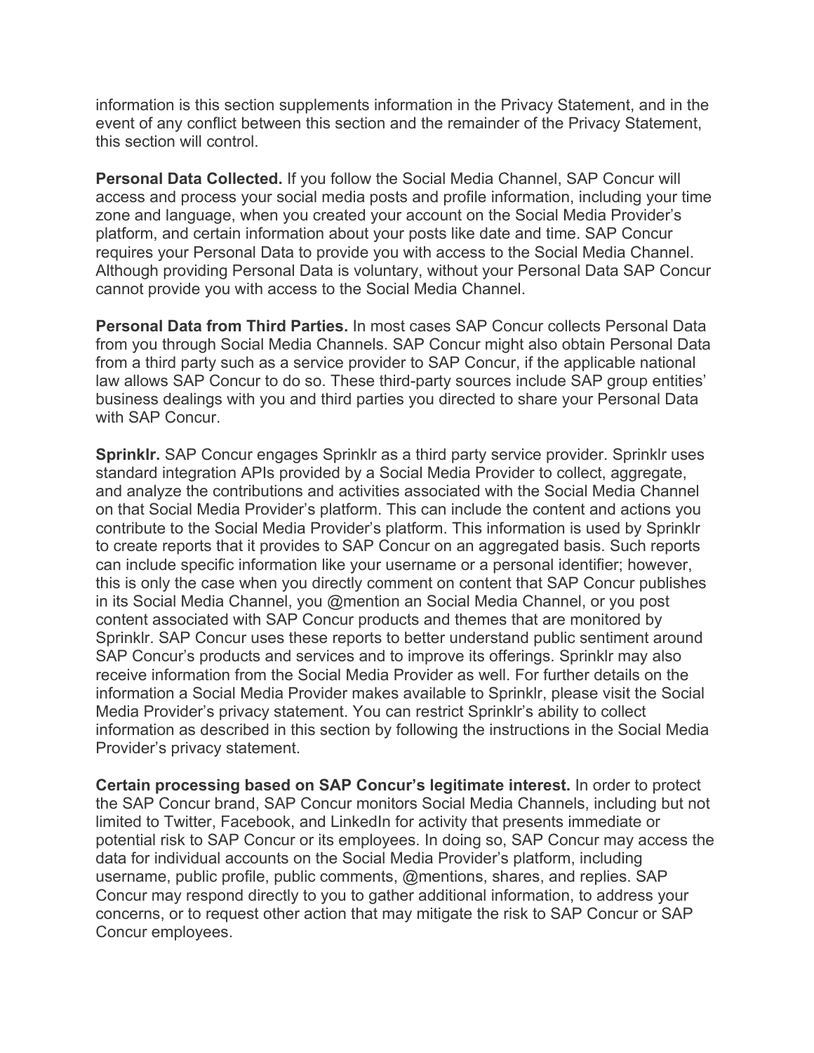information is this section supplements information in the Privacy Statement, and in the event of any conflict between this section and the remainder of the Privacy Statement, this section will control.

**Personal Data Collected.** If you follow the Social Media Channel, SAP Concur will access and process your social media posts and profile information, including your time zone and language, when you created your account on the Social Media Provider's platform, and certain information about your posts like date and time. SAP Concur requires your Personal Data to provide you with access to the Social Media Channel. Although providing Personal Data is voluntary, without your Personal Data SAP Concur cannot provide you with access to the Social Media Channel.

**Personal Data from Third Parties.** In most cases SAP Concur collects Personal Data from you through Social Media Channels. SAP Concur might also obtain Personal Data from a third party such as a service provider to SAP Concur, if the applicable national law allows SAP Concur to do so. These third-party sources include SAP group entities' business dealings with you and third parties you directed to share your Personal Data with SAP Concur.

**Sprinklr.** SAP Concur engages Sprinklr as a third party service provider. Sprinklr uses standard integration APIs provided by a Social Media Provider to collect, aggregate, and analyze the contributions and activities associated with the Social Media Channel on that Social Media Provider's platform. This can include the content and actions you contribute to the Social Media Provider's platform. This information is used by Sprinklr to create reports that it provides to SAP Concur on an aggregated basis. Such reports can include specific information like your username or a personal identifier; however, this is only the case when you directly comment on content that SAP Concur publishes in its Social Media Channel, you @mention an Social Media Channel, or you post content associated with SAP Concur products and themes that are monitored by Sprinklr. SAP Concur uses these reports to better understand public sentiment around SAP Concur's products and services and to improve its offerings. Sprinklr may also receive information from the Social Media Provider as well. For further details on the information a Social Media Provider makes available to Sprinklr, please visit the Social Media Provider's privacy statement. You can restrict Sprinklr's ability to collect information as described in this section by following the instructions in the Social Media Provider's privacy statement.

**Certain processing based on SAP Concur's legitimate interest.** In order to protect the SAP Concur brand, SAP Concur monitors Social Media Channels, including but not limited to Twitter, Facebook, and LinkedIn for activity that presents immediate or potential risk to SAP Concur or its employees. In doing so, SAP Concur may access the data for individual accounts on the Social Media Provider's platform, including username, public profile, public comments, @mentions, shares, and replies. SAP Concur may respond directly to you to gather additional information, to address your concerns, or to request other action that may mitigate the risk to SAP Concur or SAP Concur employees.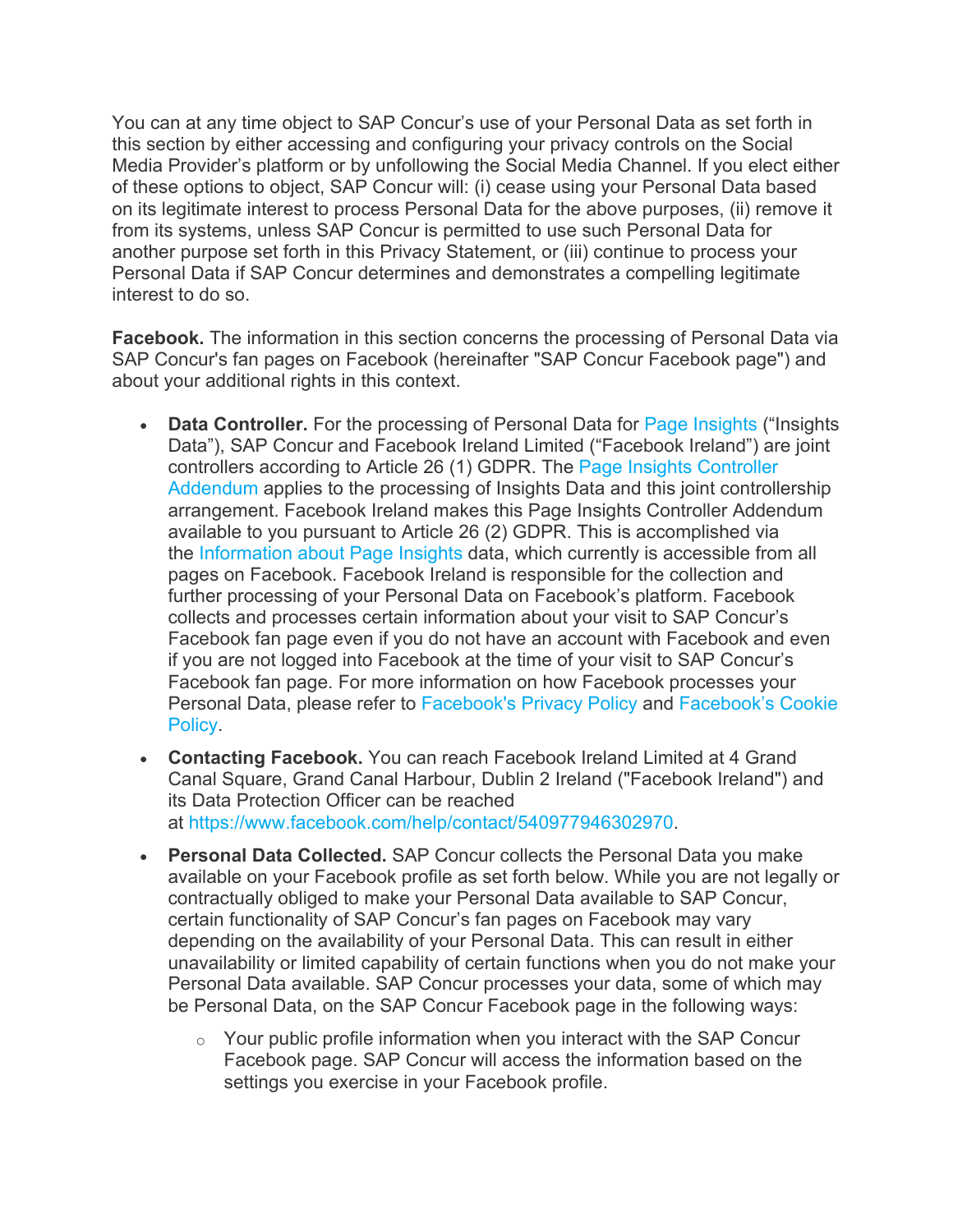You can at any time object to SAP Concur's use of your Personal Data as set forth in this section by either accessing and configuring your privacy controls on the Social Media Provider's platform or by unfollowing the Social Media Channel. If you elect either of these options to object, SAP Concur will: (i) cease using your Personal Data based on its legitimate interest to process Personal Data for the above purposes, (ii) remove it from its systems, unless SAP Concur is permitted to use such Personal Data for another purpose set forth in this Privacy Statement, or (iii) continue to process your Personal Data if SAP Concur determines and demonstrates a compelling legitimate interest to do so.

**Facebook.** The information in this section concerns the processing of Personal Data via SAP Concur's fan pages on Facebook (hereinafter "SAP Concur Facebook page") and about your additional rights in this context.

- **Data Controller.** For the processing of Personal Data for Page Insights ("Insights Data"), SAP Concur and Facebook Ireland Limited ("Facebook Ireland") are joint controllers according to Article 26 (1) GDPR. The Page Insights Controller Addendum applies to the processing of Insights Data and this joint controllership arrangement. Facebook Ireland makes this Page Insights Controller Addendum available to you pursuant to Article 26 (2) GDPR. This is accomplished via the Information about Page Insights data, which currently is accessible from all pages on Facebook. Facebook Ireland is responsible for the collection and further processing of your Personal Data on Facebook's platform. Facebook collects and processes certain information about your visit to SAP Concur's Facebook fan page even if you do not have an account with Facebook and even if you are not logged into Facebook at the time of your visit to SAP Concur's Facebook fan page. For more information on how Facebook processes your Personal Data, please refer to Facebook's Privacy Policy and Facebook's Cookie Policy.
- **Contacting Facebook.** You can reach Facebook Ireland Limited at 4 Grand Canal Square, Grand Canal Harbour, Dublin 2 Ireland ("Facebook Ireland") and its Data Protection Officer can be reached at https://www.facebook.com/help/contact/540977946302970.
- **Personal Data Collected.** SAP Concur collects the Personal Data you make available on your Facebook profile as set forth below. While you are not legally or contractually obliged to make your Personal Data available to SAP Concur, certain functionality of SAP Concur's fan pages on Facebook may vary depending on the availability of your Personal Data. This can result in either unavailability or limited capability of certain functions when you do not make your Personal Data available. SAP Concur processes your data, some of which may be Personal Data, on the SAP Concur Facebook page in the following ways:
    - Your public profile information when you interact with the SAP Concur Facebook page. SAP Concur will access the information based on the settings you exercise in your Facebook profile.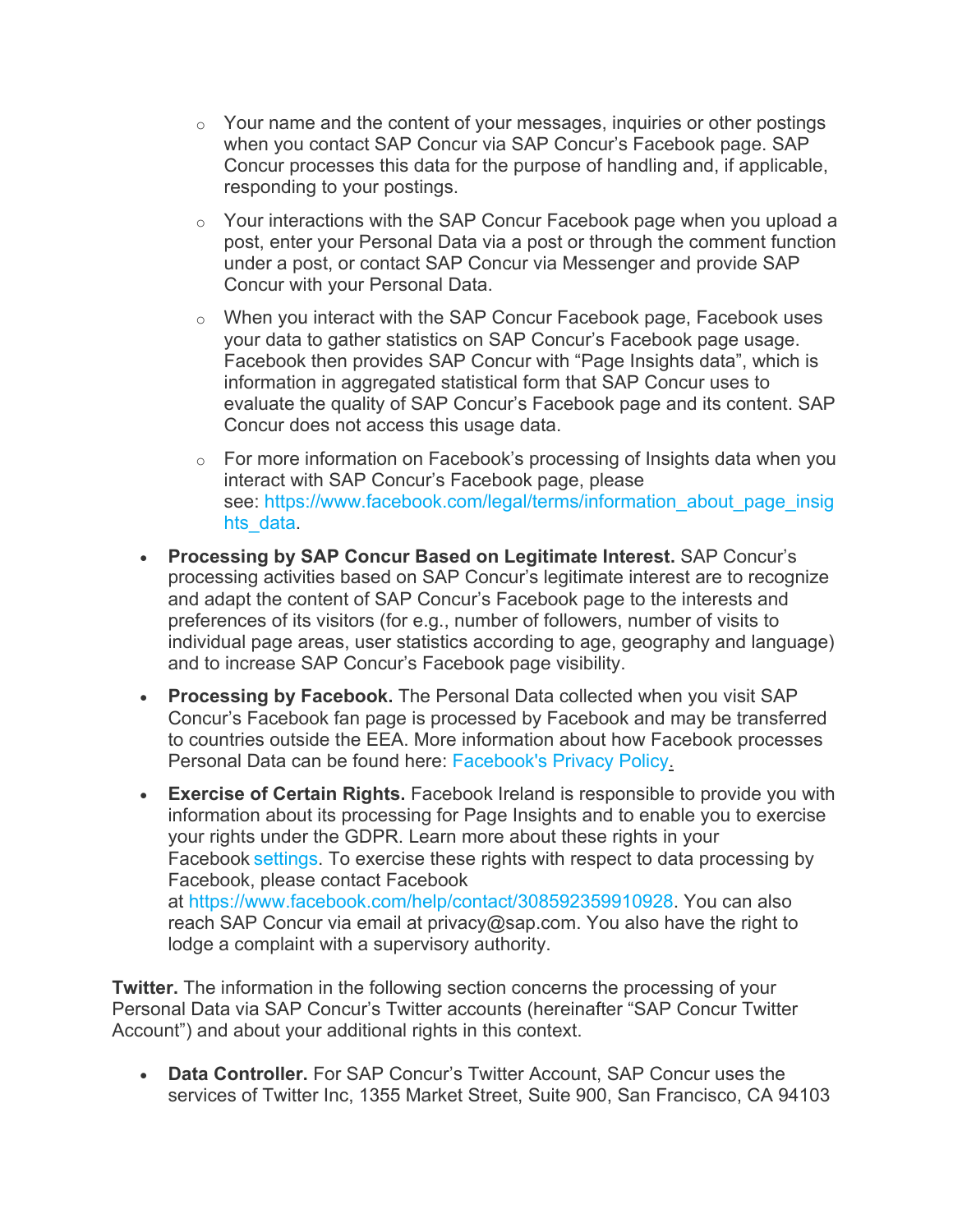- Your name and the content of your messages, inquiries or other postings when you contact SAP Concur via SAP Concur's Facebook page. SAP Concur processes this data for the purpose of handling and, if applicable, responding to your postings.
    - Your interactions with the SAP Concur Facebook page when you upload a post, enter your Personal Data via a post or through the comment function under a post, or contact SAP Concur via Messenger and provide SAP Concur with your Personal Data.
    - When you interact with the SAP Concur Facebook page, Facebook uses your data to gather statistics on SAP Concur's Facebook page usage. Facebook then provides SAP Concur with "Page Insights data", which is information in aggregated statistical form that SAP Concur uses to evaluate the quality of SAP Concur's Facebook page and its content. SAP Concur does not access this usage data.
    - For more information on Facebook's processing of Insights data when you interact with SAP Concur's Facebook page, please see: https://www.facebook.com/legal/terms/information_about_page_insights_data.

- **Processing by SAP Concur Based on Legitimate Interest.** SAP Concur's processing activities based on SAP Concur's legitimate interest are to recognize and adapt the content of SAP Concur's Facebook page to the interests and preferences of its visitors (for e.g., number of followers, number of visits to individual page areas, user statistics according to age, geography and language) and to increase SAP Concur's Facebook page visibility.
- **Processing by Facebook.** The Personal Data collected when you visit SAP Concur's Facebook fan page is processed by Facebook and may be transferred to countries outside the EEA. More information about how Facebook processes Personal Data can be found here: Facebook's Privacy Policy.
- **Exercise of Certain Rights.** Facebook Ireland is responsible to provide you with information about its processing for Page Insights and to enable you to exercise your rights under the GDPR. Learn more about these rights in your Facebook settings. To exercise these rights with respect to data processing by Facebook, please contact Facebook at https://www.facebook.com/help/contact/308592359910928. You can also reach SAP Concur via email at privacy@sap.com. You also have the right to lodge a complaint with a supervisory authority.

**Twitter.** The information in the following section concerns the processing of your Personal Data via SAP Concur's Twitter accounts (hereinafter "SAP Concur Twitter Account") and about your additional rights in this context.

- **Data Controller.** For SAP Concur's Twitter Account, SAP Concur uses the services of Twitter Inc, 1355 Market Street, Suite 900, San Francisco, CA 94103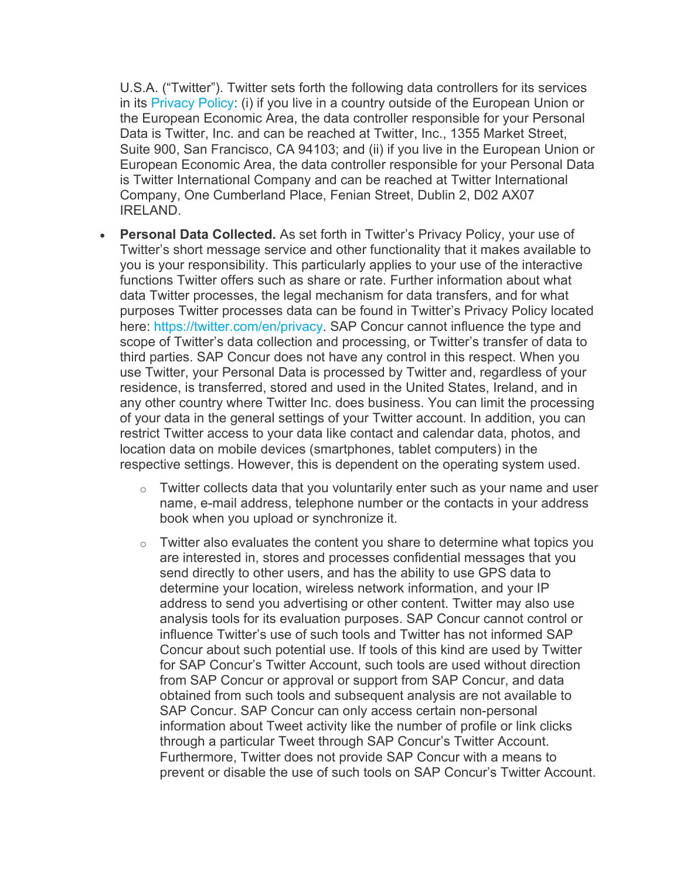U.S.A. ("Twitter"). Twitter sets forth the following data controllers for its services in its Privacy Policy: (i) if you live in a country outside of the European Union or the European Economic Area, the data controller responsible for your Personal Data is Twitter, Inc. and can be reached at Twitter, Inc., 1355 Market Street, Suite 900, San Francisco, CA 94103; and (ii) if you live in the European Union or European Economic Area, the data controller responsible for your Personal Data is Twitter International Company and can be reached at Twitter International Company, One Cumberland Place, Fenian Street, Dublin 2, D02 AX07 IRELAND.

- **Personal Data Collected.** As set forth in Twitter's Privacy Policy, your use of Twitter's short message service and other functionality that it makes available to you is your responsibility. This particularly applies to your use of the interactive functions Twitter offers such as share or rate. Further information about what data Twitter processes, the legal mechanism for data transfers, and for what purposes Twitter processes data can be found in Twitter's Privacy Policy located here: https://twitter.com/en/privacy. SAP Concur cannot influence the type and scope of Twitter's data collection and processing, or Twitter's transfer of data to third parties. SAP Concur does not have any control in this respect. When you use Twitter, your Personal Data is processed by Twitter and, regardless of your residence, is transferred, stored and used in the United States, Ireland, and in any other country where Twitter Inc. does business. You can limit the processing of your data in the general settings of your Twitter account. In addition, you can restrict Twitter access to your data like contact and calendar data, photos, and location data on mobile devices (smartphones, tablet computers) in the respective settings. However, this is dependent on the operating system used.
    - Twitter collects data that you voluntarily enter such as your name and user name, e-mail address, telephone number or the contacts in your address book when you upload or synchronize it.
    - Twitter also evaluates the content you share to determine what topics you are interested in, stores and processes confidential messages that you send directly to other users, and has the ability to use GPS data to determine your location, wireless network information, and your IP address to send you advertising or other content. Twitter may also use analysis tools for its evaluation purposes. SAP Concur cannot control or influence Twitter's use of such tools and Twitter has not informed SAP Concur about such potential use. If tools of this kind are used by Twitter for SAP Concur's Twitter Account, such tools are used without direction from SAP Concur or approval or support from SAP Concur, and data obtained from such tools and subsequent analysis are not available to SAP Concur. SAP Concur can only access certain non-personal information about Tweet activity like the number of profile or link clicks through a particular Tweet through SAP Concur's Twitter Account. Furthermore, Twitter does not provide SAP Concur with a means to prevent or disable the use of such tools on SAP Concur's Twitter Account.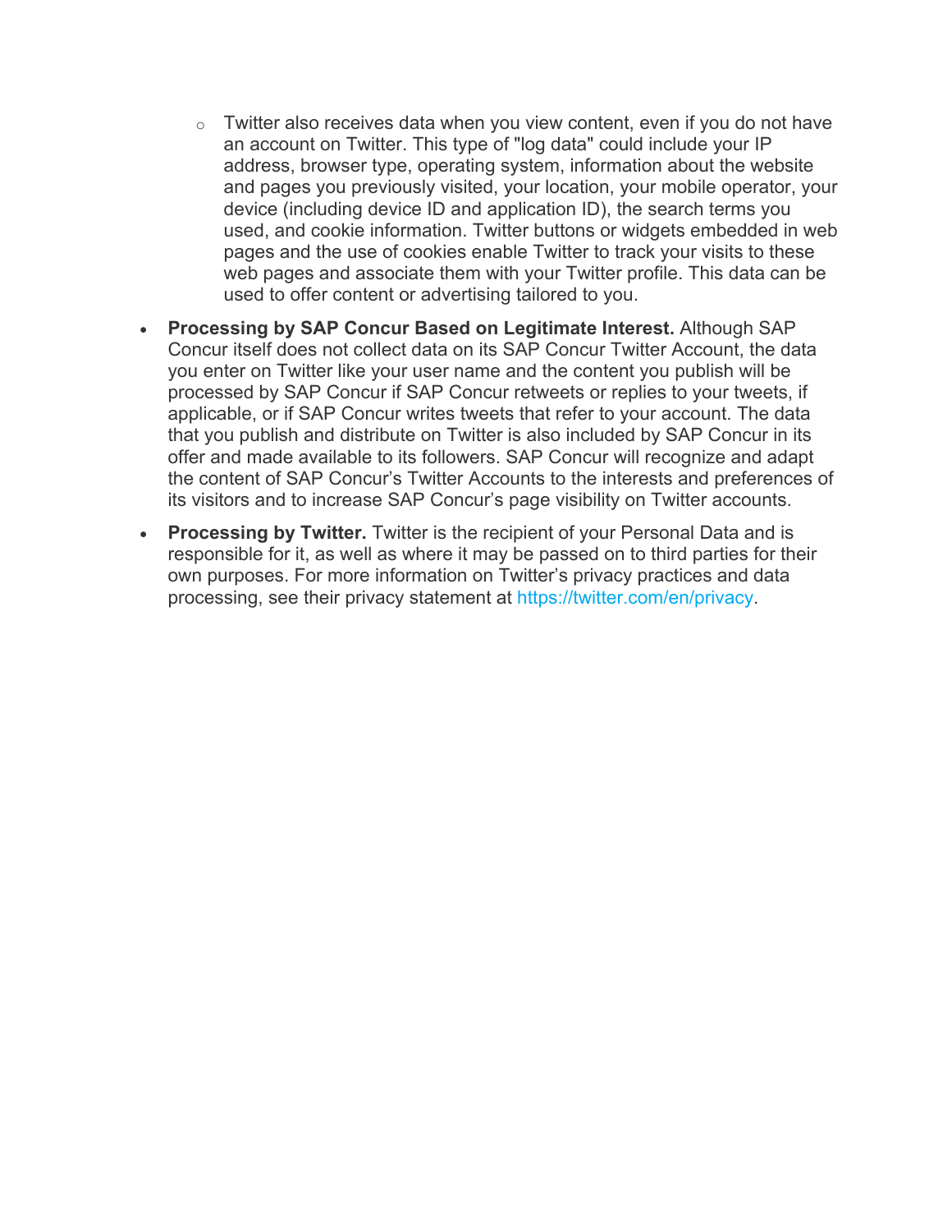- Twitter also receives data when you view content, even if you do not have an account on Twitter. This type of "log data" could include your IP address, browser type, operating system, information about the website and pages you previously visited, your location, your mobile operator, your device (including device ID and application ID), the search terms you used, and cookie information. Twitter buttons or widgets embedded in web pages and the use of cookies enable Twitter to track your visits to these web pages and associate them with your Twitter profile. This data can be used to offer content or advertising tailored to you.

- **Processing by SAP Concur Based on Legitimate Interest.** Although SAP Concur itself does not collect data on its SAP Concur Twitter Account, the data you enter on Twitter like your user name and the content you publish will be processed by SAP Concur if SAP Concur retweets or replies to your tweets, if applicable, or if SAP Concur writes tweets that refer to your account. The data that you publish and distribute on Twitter is also included by SAP Concur in its offer and made available to its followers. SAP Concur will recognize and adapt the content of SAP Concur's Twitter Accounts to the interests and preferences of its visitors and to increase SAP Concur's page visibility on Twitter accounts.
- **Processing by Twitter.** Twitter is the recipient of your Personal Data and is responsible for it, as well as where it may be passed on to third parties for their own purposes. For more information on Twitter's privacy practices and data processing, see their privacy statement at https://twitter.com/en/privacy.